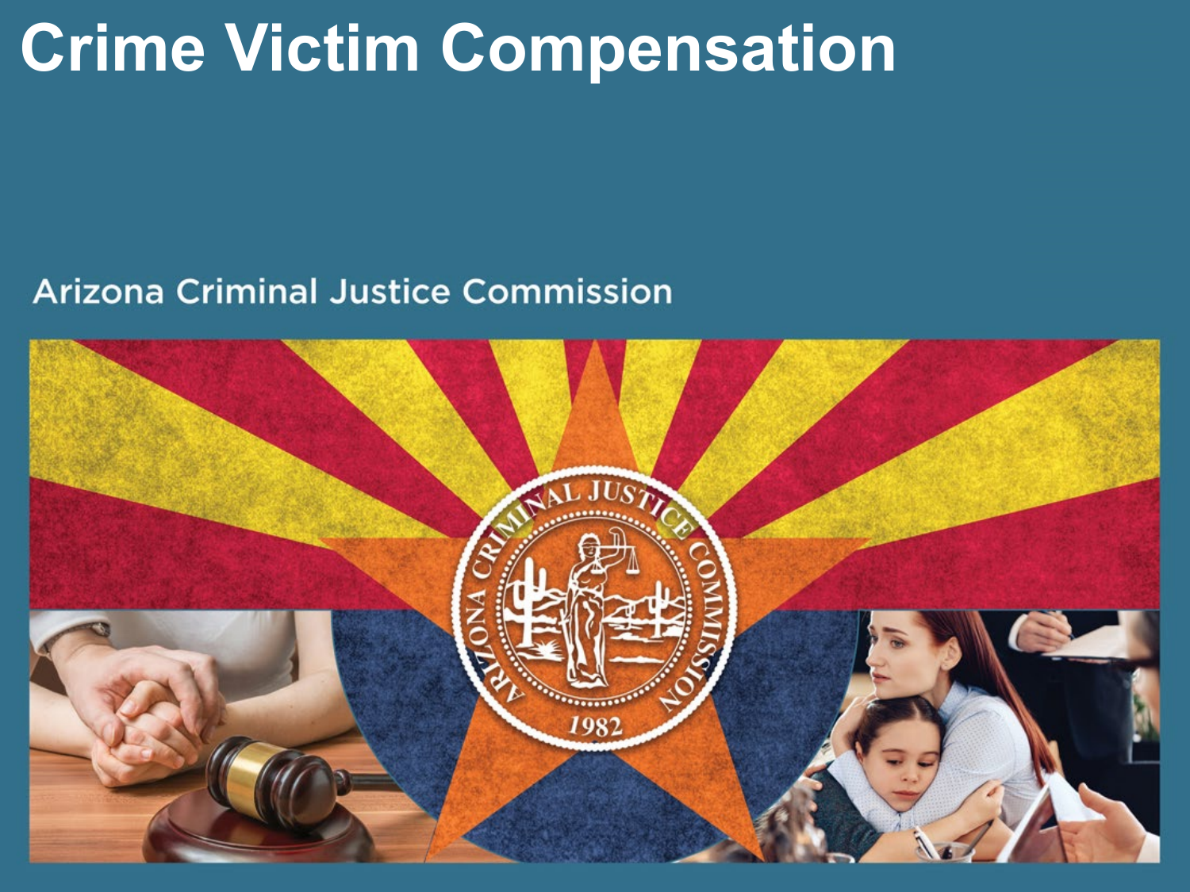# Crime Victim Compensation

Arizona Criminal Justice Commission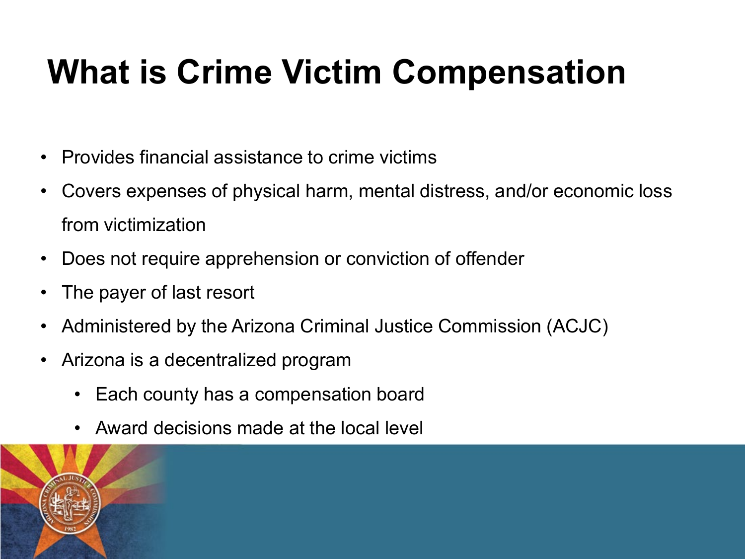# What is Crime Victim Compensation

- Provides financial assistance to crime victims
- Covers expenses of physical harm, mental distress, and/or economic loss from victimization
- Does not require apprehension or conviction of offender
- The payer of last resort
- Administered by the Arizona Criminal Justice Commission (ACJC)
- Arizona is a decentralized program
  - Each county has a compensation board
  - Award decisions made at the local level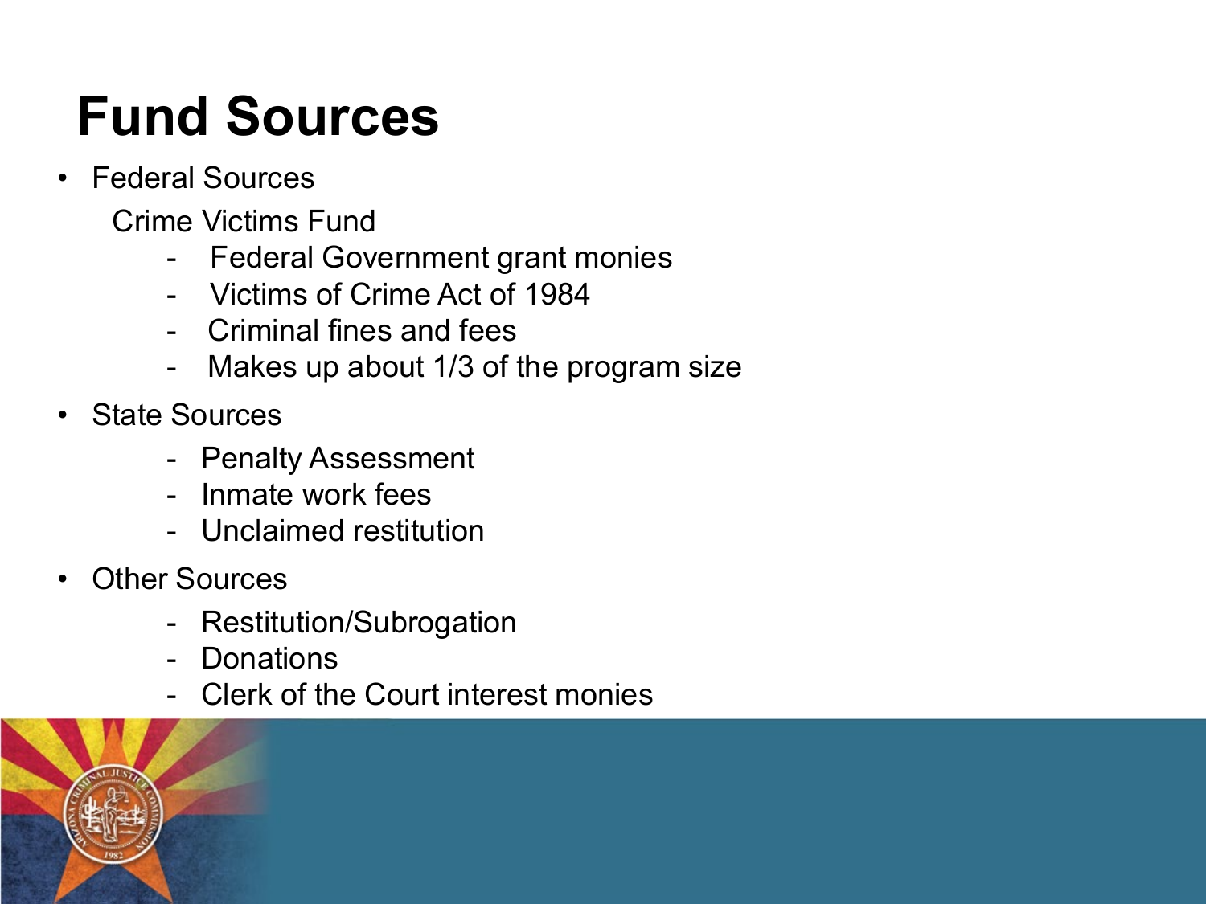# Fund Sources

- Federal Sources

  Crime Victims Fund

  - Federal Government grant monies
  - Victims of Crime Act of 1984
  - Criminal fines and fees
  - Makes up about 1/3 of the program size

- State Sources
  - Penalty Assessment
  - Inmate work fees
  - Unclaimed restitution

- Other Sources
  - Restitution/Subrogation
  - Donations
  - Clerk of the Court interest monies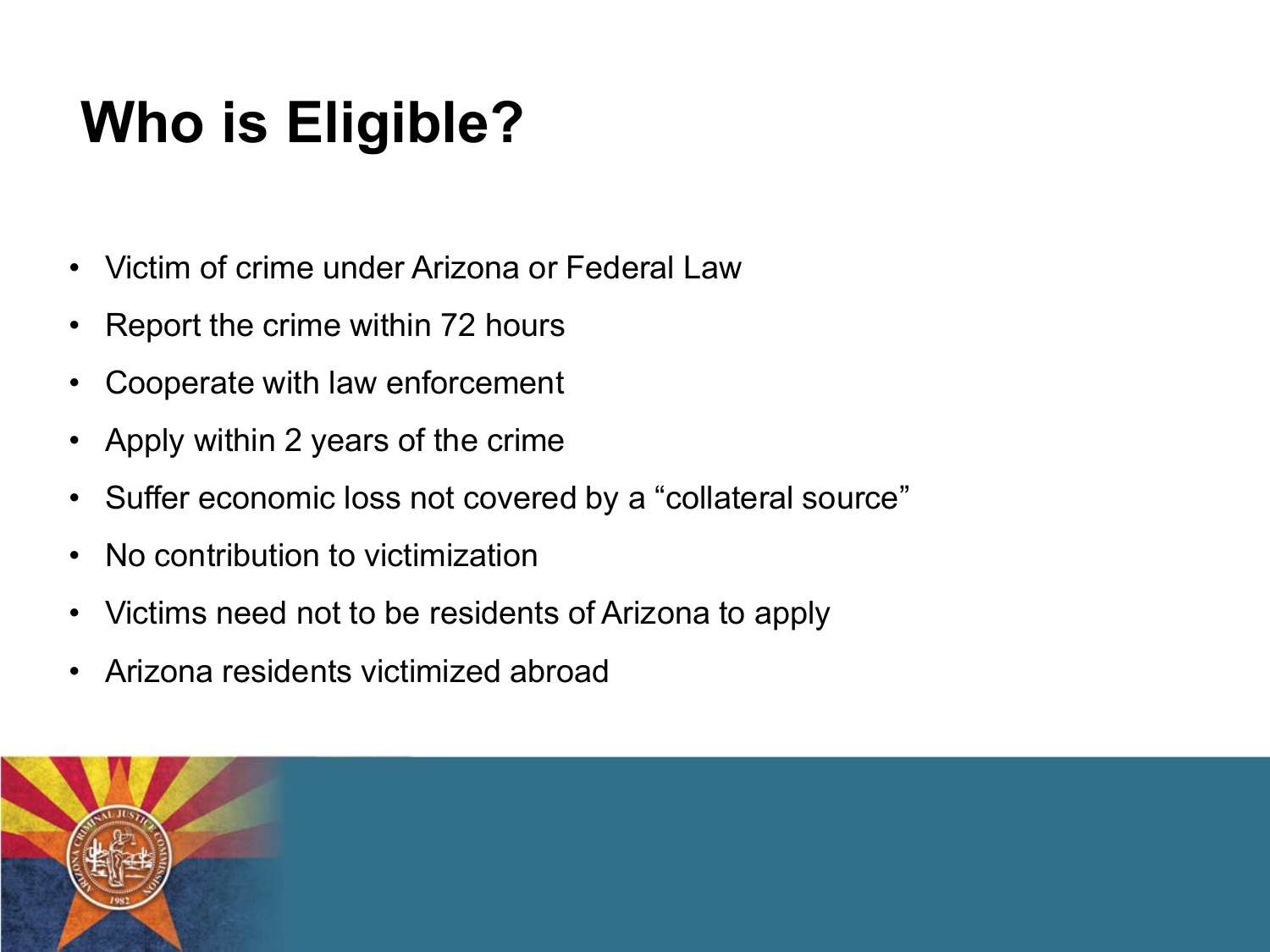# Who is Eligible?

- Victim of crime under Arizona or Federal Law
- Report the crime within 72 hours
- Cooperate with law enforcement
- Apply within 2 years of the crime
- Suffer economic loss not covered by a "collateral source"
- No contribution to victimization
- Victims need not to be residents of Arizona to apply
- Arizona residents victimized abroad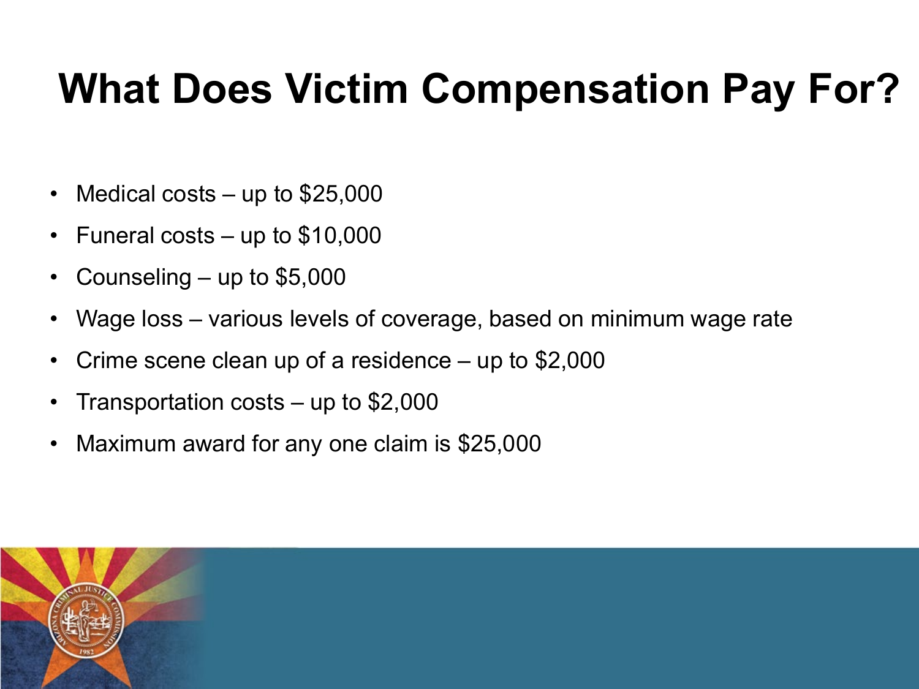# What Does Victim Compensation Pay For?

- Medical costs – up to $25,000
- Funeral costs – up to $10,000
- Counseling – up to $5,000
- Wage loss – various levels of coverage, based on minimum wage rate
- Crime scene clean up of a residence – up to $2,000
- Transportation costs – up to $2,000
- Maximum award for any one claim is $25,000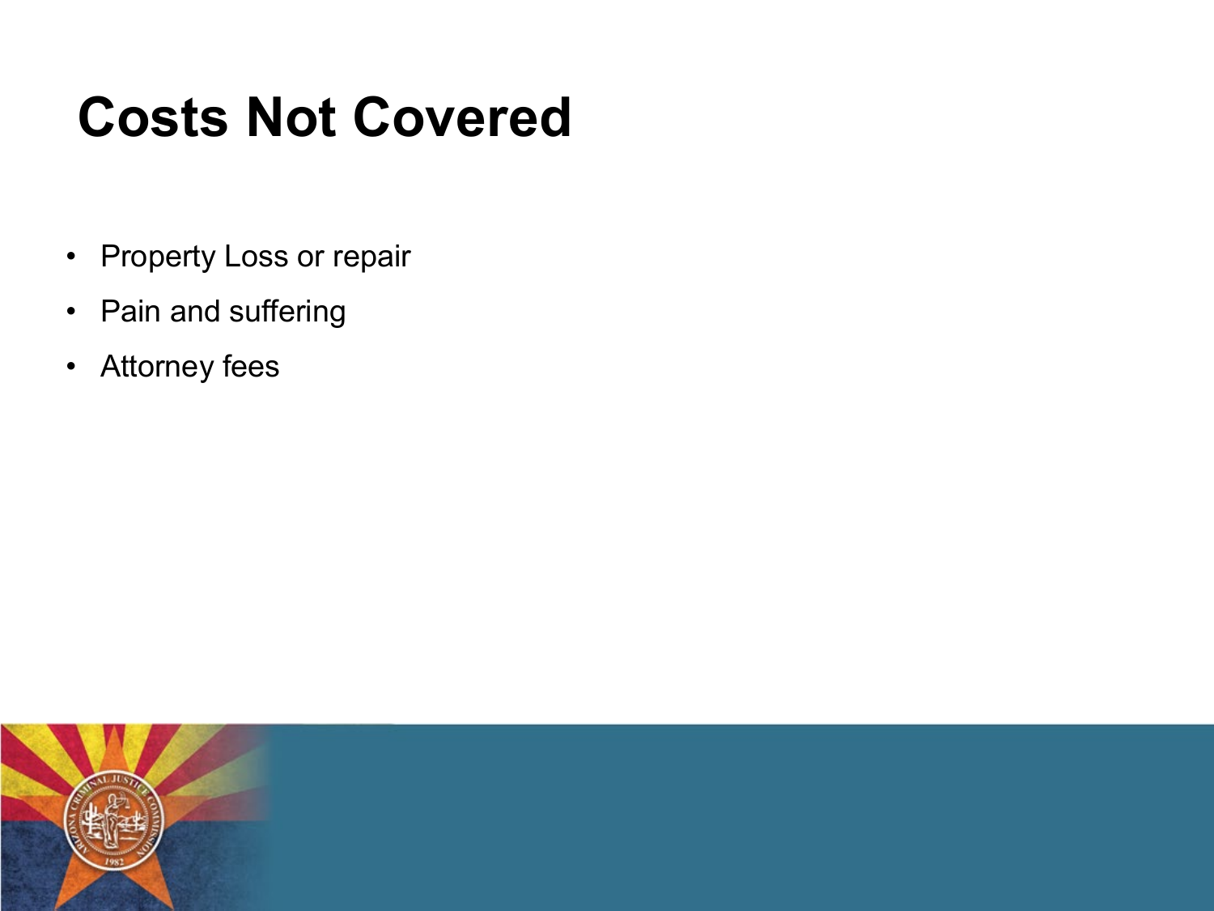# Costs Not Covered

- Property Loss or repair
- Pain and suffering
- Attorney fees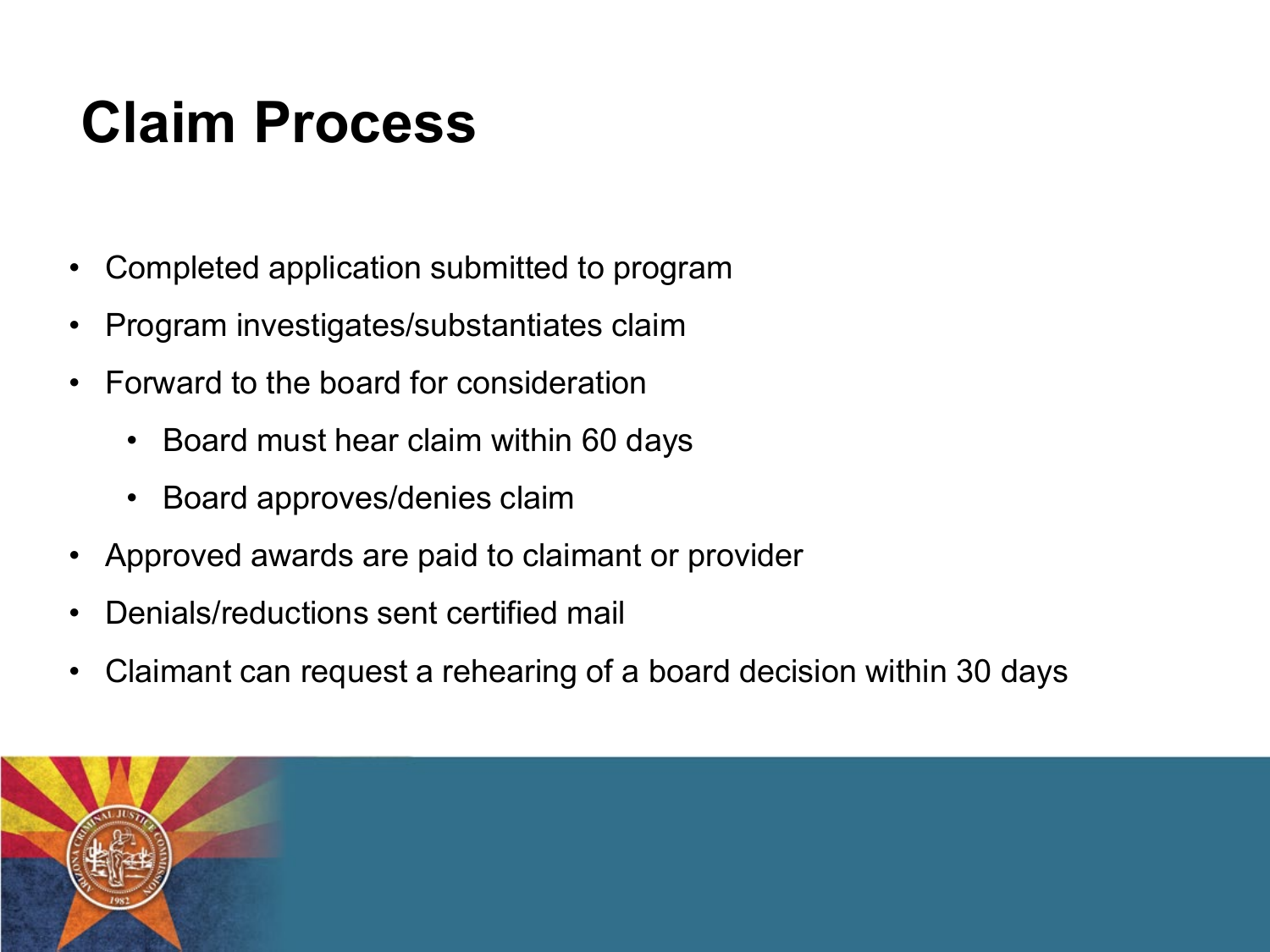# Claim Process

- Completed application submitted to program
- Program investigates/substantiates claim
- Forward to the board for consideration
  - Board must hear claim within 60 days
  - Board approves/denies claim
- Approved awards are paid to claimant or provider
- Denials/reductions sent certified mail
- Claimant can request a rehearing of a board decision within 30 days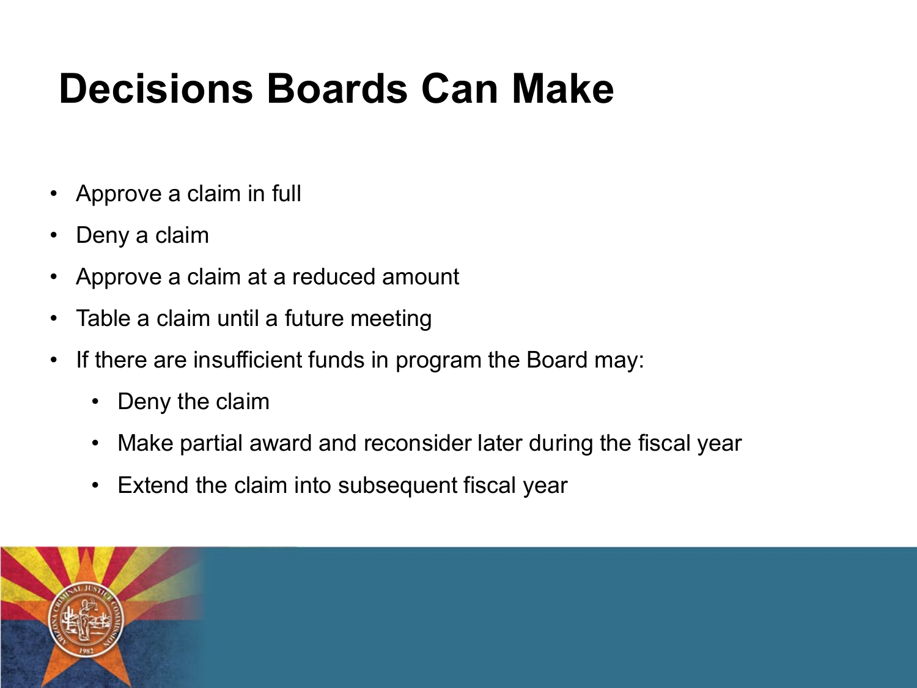# Decisions Boards Can Make

- Approve a claim in full
- Deny a claim
- Approve a claim at a reduced amount
- Table a claim until a future meeting
- If there are insufficient funds in program the Board may:
  - Deny the claim
  - Make partial award and reconsider later during the fiscal year
  - Extend the claim into subsequent fiscal year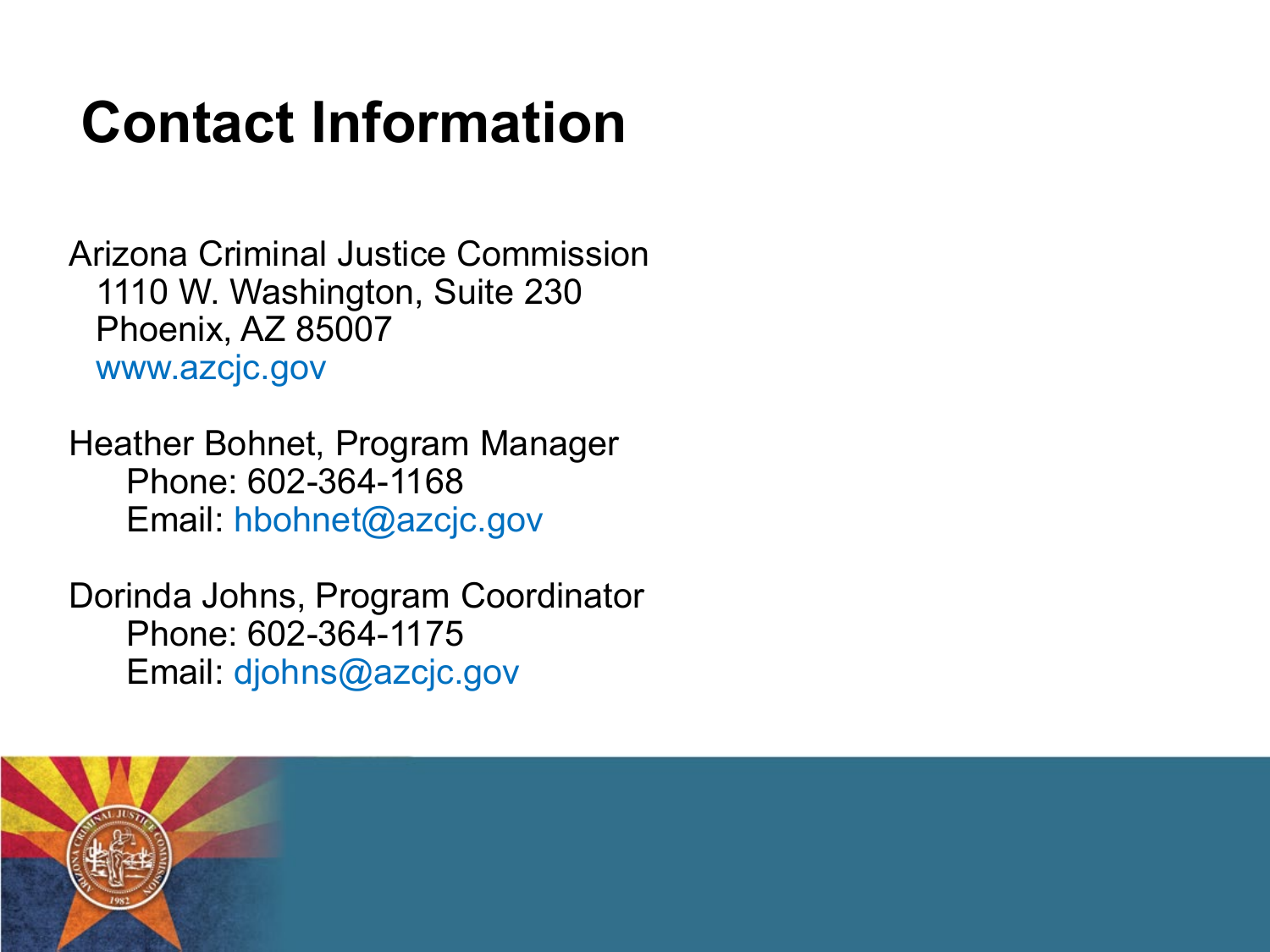# Contact Information

Arizona Criminal Justice Commission
1110 W. Washington, Suite 230
Phoenix, AZ 85007
www.azcjc.gov

Heather Bohnet, Program Manager
Phone: 602-364-1168
Email: hbohnet@azcjc.gov

Dorinda Johns, Program Coordinator
Phone: 602-364-1175
Email: djohns@azcjc.gov